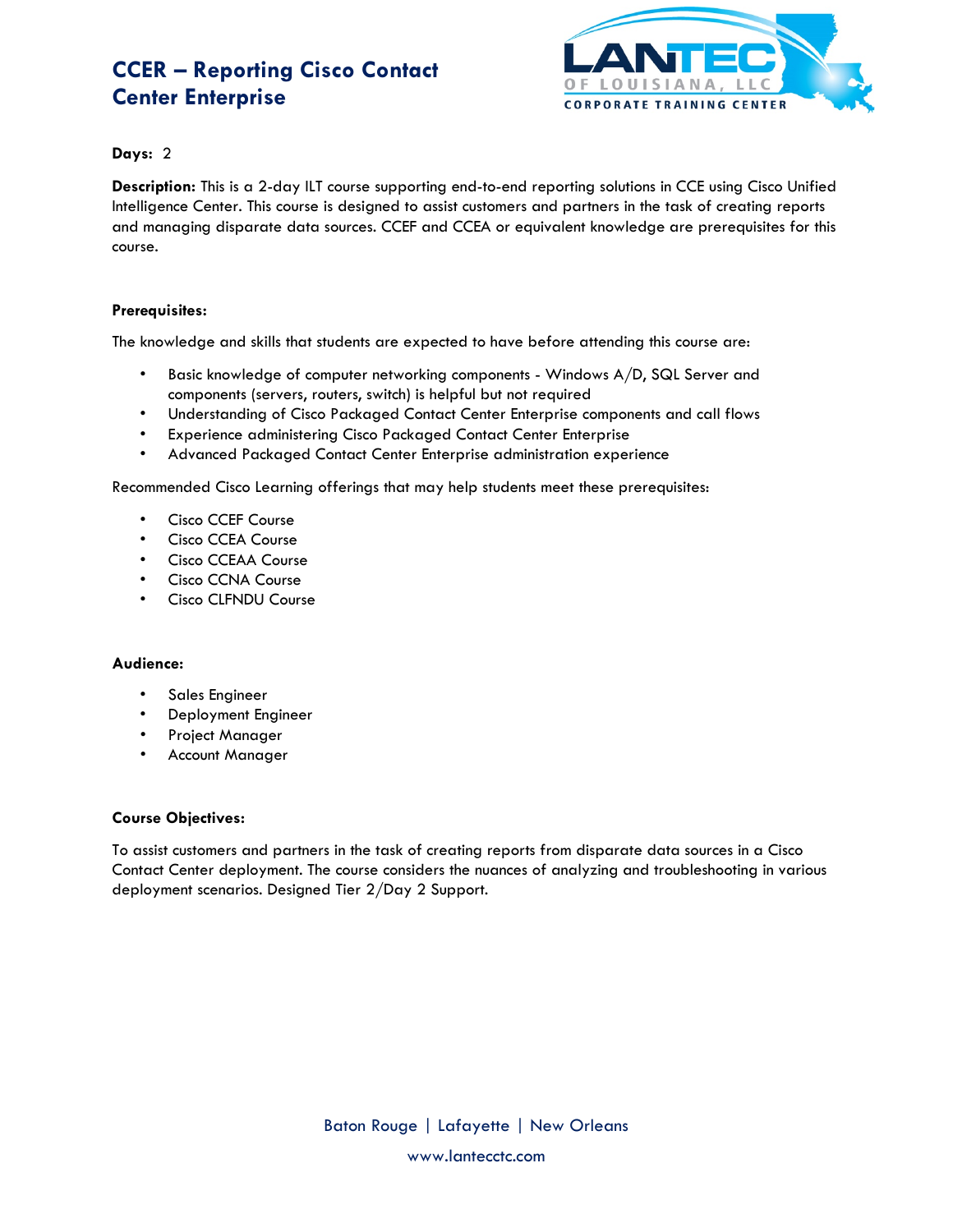# CCER – Reporting Cisco Contact Center Enterprise

**Days:** 2

**Description:** This is a 2-day ILT course supporting end-to-end reporting solutions in CCE using Cisco Unified Intelligence Center. This course is designed to assist customers and partners in the task of creating reports and managing disparate data sources. CCEF and CCEA or equivalent knowledge are prerequisites for this course.

**Prerequisites:**

The knowledge and skills that students are expected to have before attending this course are:

- Basic knowledge of computer networking components - Windows A/D, SQL Server and components (servers, routers, switch) is helpful but not required
- Understanding of Cisco Packaged Contact Center Enterprise components and call flows
- Experience administering Cisco Packaged Contact Center Enterprise
- Advanced Packaged Contact Center Enterprise administration experience

Recommended Cisco Learning offerings that may help students meet these prerequisites:

- Cisco CCEF Course
- Cisco CCEA Course
- Cisco CCEAA Course
- Cisco CCNA Course
- Cisco CLFNDU Course

**Audience:**

- Sales Engineer
- Deployment Engineer
- Project Manager
- Account Manager

**Course Objectives:**

To assist customers and partners in the task of creating reports from disparate data sources in a Cisco Contact Center deployment. The course considers the nuances of analyzing and troubleshooting in various deployment scenarios. Designed Tier 2/Day 2 Support.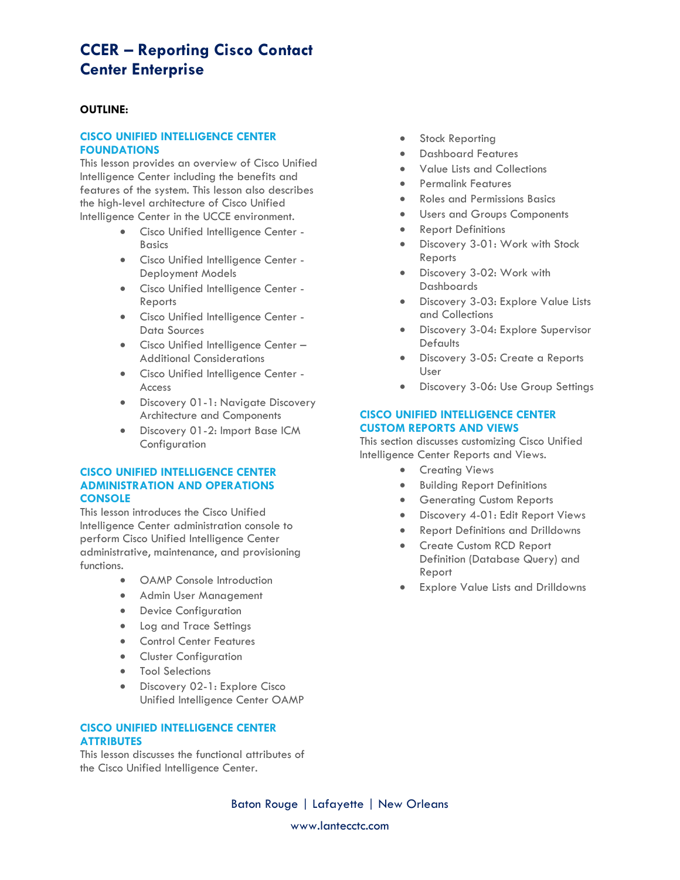# CCER – Reporting Cisco Contact Center Enterprise

**OUTLINE:**

## CISCO UNIFIED INTELLIGENCE CENTER FOUNDATIONS

This lesson provides an overview of Cisco Unified Intelligence Center including the benefits and features of the system. This lesson also describes the high-level architecture of Cisco Unified Intelligence Center in the UCCE environment.

- Cisco Unified Intelligence Center - Basics
- Cisco Unified Intelligence Center - Deployment Models
- Cisco Unified Intelligence Center - Reports
- Cisco Unified Intelligence Center - Data Sources
- Cisco Unified Intelligence Center – Additional Considerations
- Cisco Unified Intelligence Center - Access
- Discovery 01-1: Navigate Discovery Architecture and Components
- Discovery 01-2: Import Base ICM Configuration

## CISCO UNIFIED INTELLIGENCE CENTER ADMINISTRATION AND OPERATIONS CONSOLE

This lesson introduces the Cisco Unified Intelligence Center administration console to perform Cisco Unified Intelligence Center administrative, maintenance, and provisioning functions.

- OAMP Console Introduction
- Admin User Management
- Device Configuration
- Log and Trace Settings
- Control Center Features
- Cluster Configuration
- Tool Selections
- Discovery 02-1: Explore Cisco Unified Intelligence Center OAMP

## CISCO UNIFIED INTELLIGENCE CENTER ATTRIBUTES

This lesson discusses the functional attributes of the Cisco Unified Intelligence Center.

- Stock Reporting
- Dashboard Features
- Value Lists and Collections
- Permalink Features
- Roles and Permissions Basics
- Users and Groups Components
- Report Definitions
- Discovery 3-01: Work with Stock Reports
- Discovery 3-02: Work with Dashboards
- Discovery 3-03: Explore Value Lists and Collections
- Discovery 3-04: Explore Supervisor Defaults
- Discovery 3-05: Create a Reports User
- Discovery 3-06: Use Group Settings

## CISCO UNIFIED INTELLIGENCE CENTER CUSTOM REPORTS AND VIEWS

This section discusses customizing Cisco Unified Intelligence Center Reports and Views.

- Creating Views
- Building Report Definitions
- Generating Custom Reports
- Discovery 4-01: Edit Report Views
- Report Definitions and Drilldowns
- Create Custom RCD Report Definition (Database Query) and Report
- Explore Value Lists and Drilldowns

Baton Rouge | Lafayette | New Orleans

www.lantecctc.com